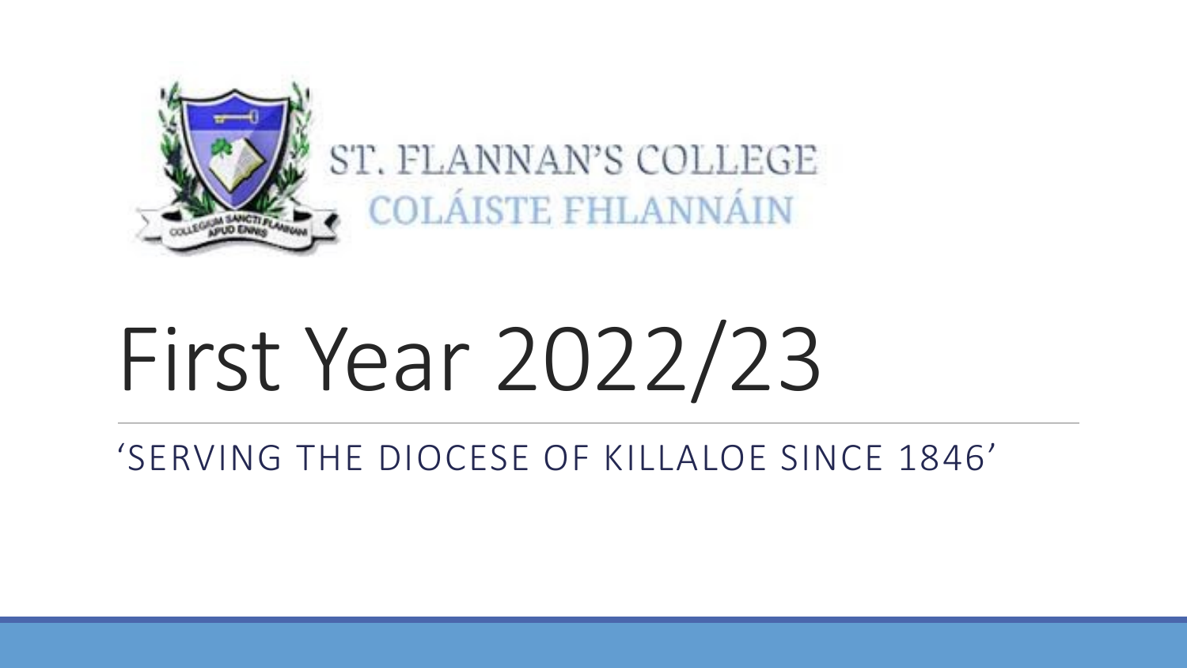ST. FLANNAN'S COLLEGE
COLÁISTE FHLANNÁIN

# First Year 2022/23

'SERVING THE DIOCESE OF KILLALOE SINCE 1846'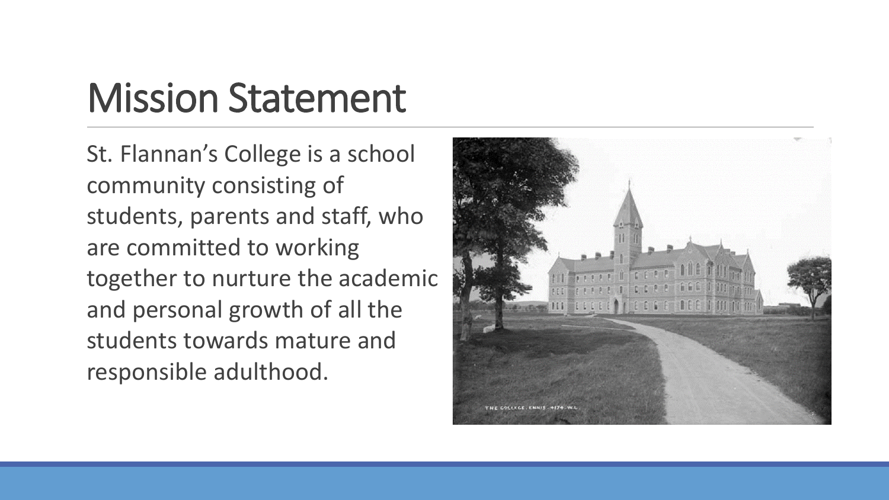# Mission Statement

St. Flannan's College is a school community consisting of students, parents and staff, who are committed to working together to nurture the academic and personal growth of all the students towards mature and responsible adulthood.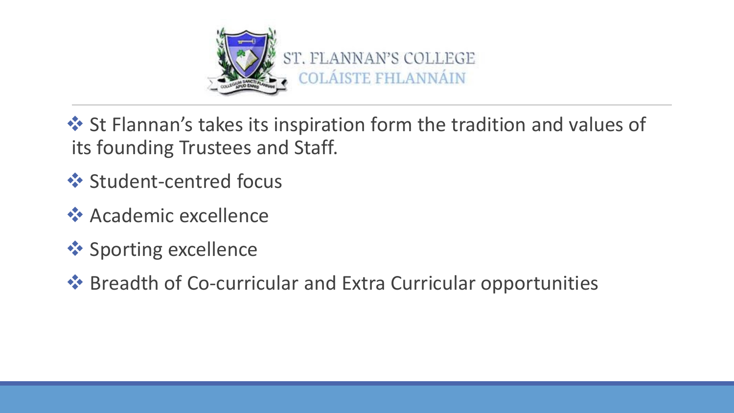ST. FLANNAN'S COLLEGE
COLÁISTE FHLANNÁIN

- St Flannan's takes its inspiration form the tradition and values of its founding Trustees and Staff.
- Student-centred focus
- Academic excellence
- Sporting excellence
- Breadth of Co-curricular and Extra Curricular opportunities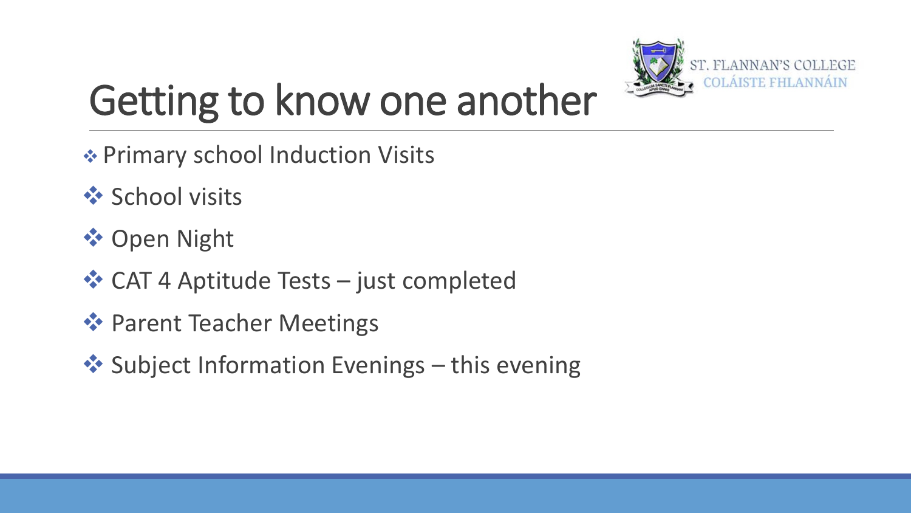# Getting to know one another

ST. FLANNAN'S COLLEGE
COLÁISTE FHLANNÁIN

- Primary school Induction Visits
- School visits
- Open Night
- CAT 4 Aptitude Tests – just completed
- Parent Teacher Meetings
- Subject Information Evenings – this evening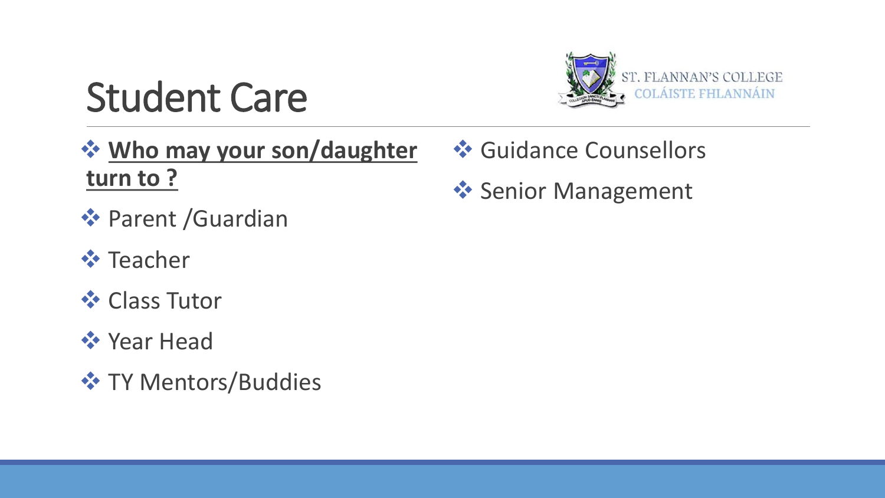# Student Care

ST. FLANNAN'S COLLEGE
COLÁISTE FHLANNÁIN

- **Who may your son/daughter turn to ?**
- Parent /Guardian
- Teacher
- Class Tutor
- Year Head
- TY Mentors/Buddies
- Guidance Counsellors
- Senior Management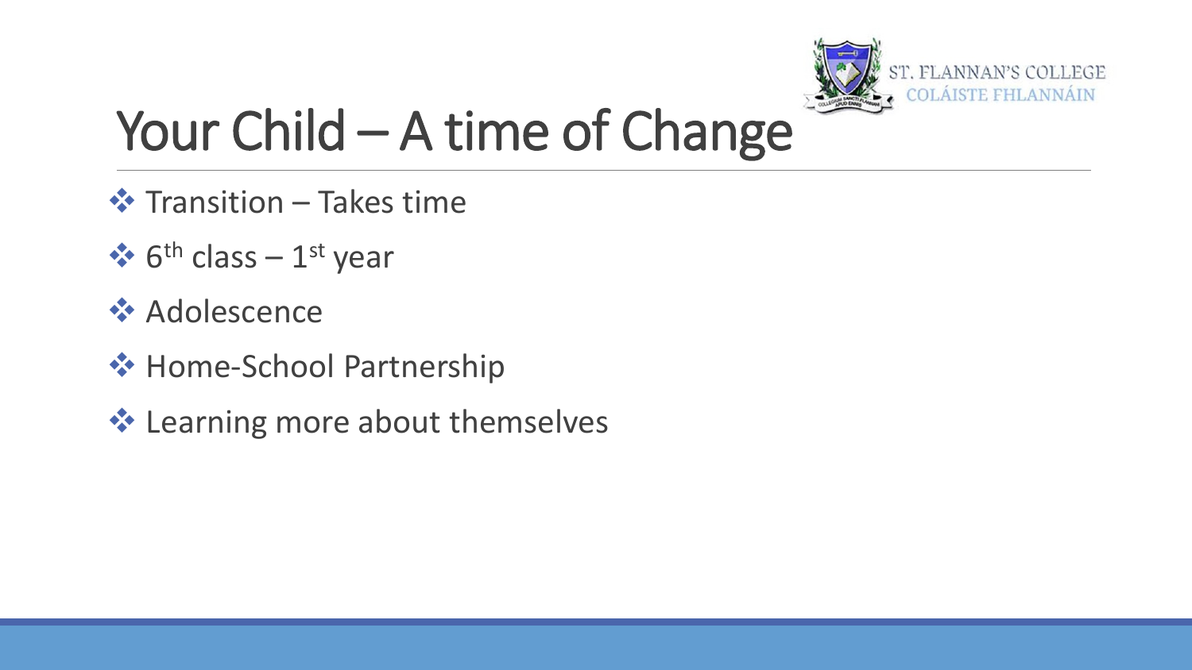# Your Child – A time of Change

- Transition – Takes time
- 6th class – 1st year
- Adolescence
- Home-School Partnership
- Learning more about themselves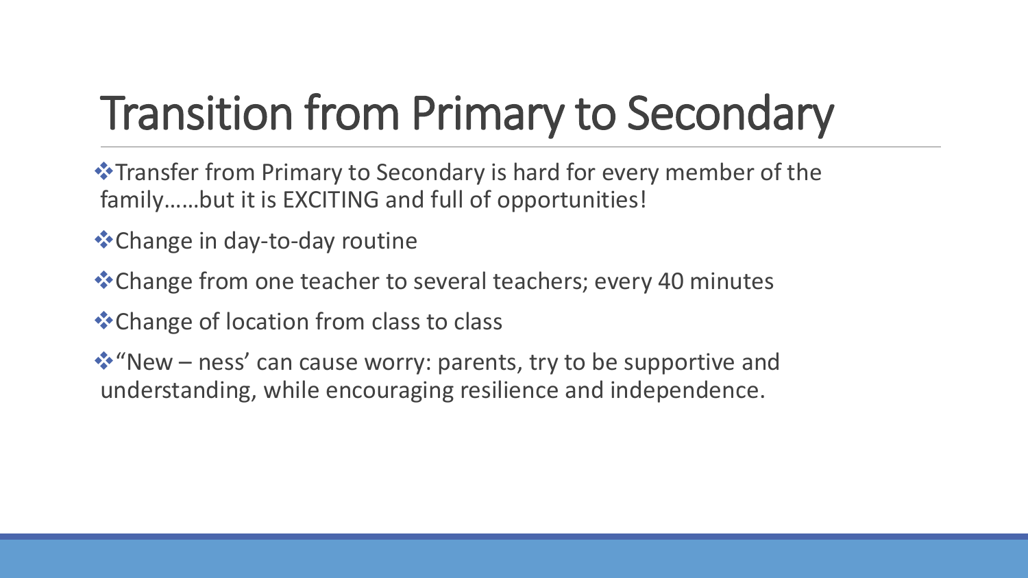# Transition from Primary to Secondary

- Transfer from Primary to Secondary is hard for every member of the family……but it is EXCITING and full of opportunities!
- Change in day-to-day routine
- Change from one teacher to several teachers; every 40 minutes
- Change of location from class to class
- "New – ness' can cause worry: parents, try to be supportive and understanding, while encouraging resilience and independence.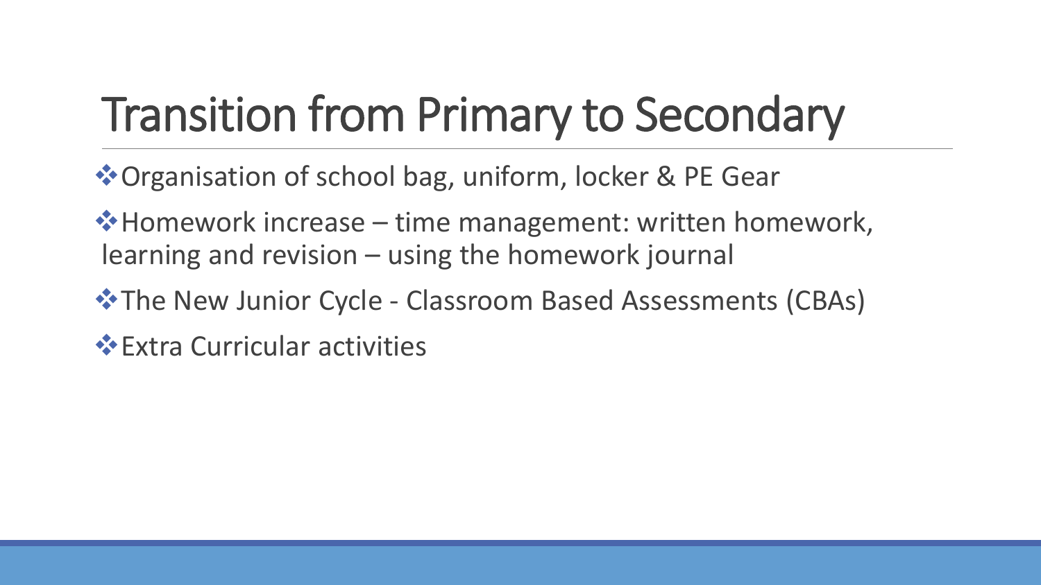# Transition from Primary to Secondary

- Organisation of school bag, uniform, locker & PE Gear
- Homework increase – time management: written homework, learning and revision – using the homework journal
- The New Junior Cycle - Classroom Based Assessments (CBAs)
- Extra Curricular activities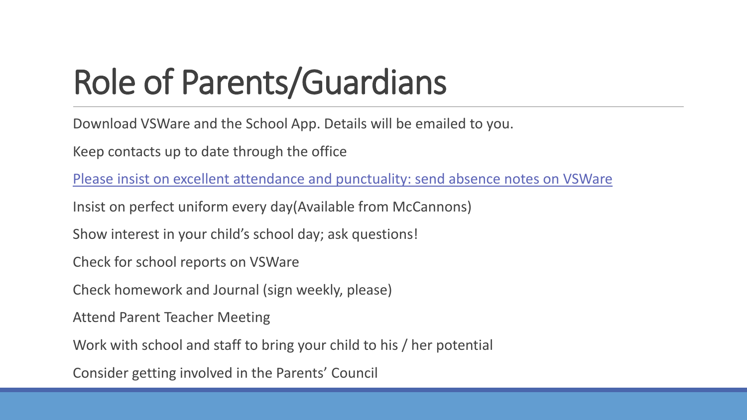# Role of Parents/Guardians

Download VSWare and the School App. Details will be emailed to you.

Keep contacts up to date through the office

Please insist on excellent attendance and punctuality: send absence notes on VSWare

Insist on perfect uniform every day(Available from McCannons)

Show interest in your child's school day; ask questions!

Check for school reports on VSWare

Check homework and Journal (sign weekly, please)

Attend Parent Teacher Meeting

Work with school and staff to bring your child to his / her potential

Consider getting involved in the Parents' Council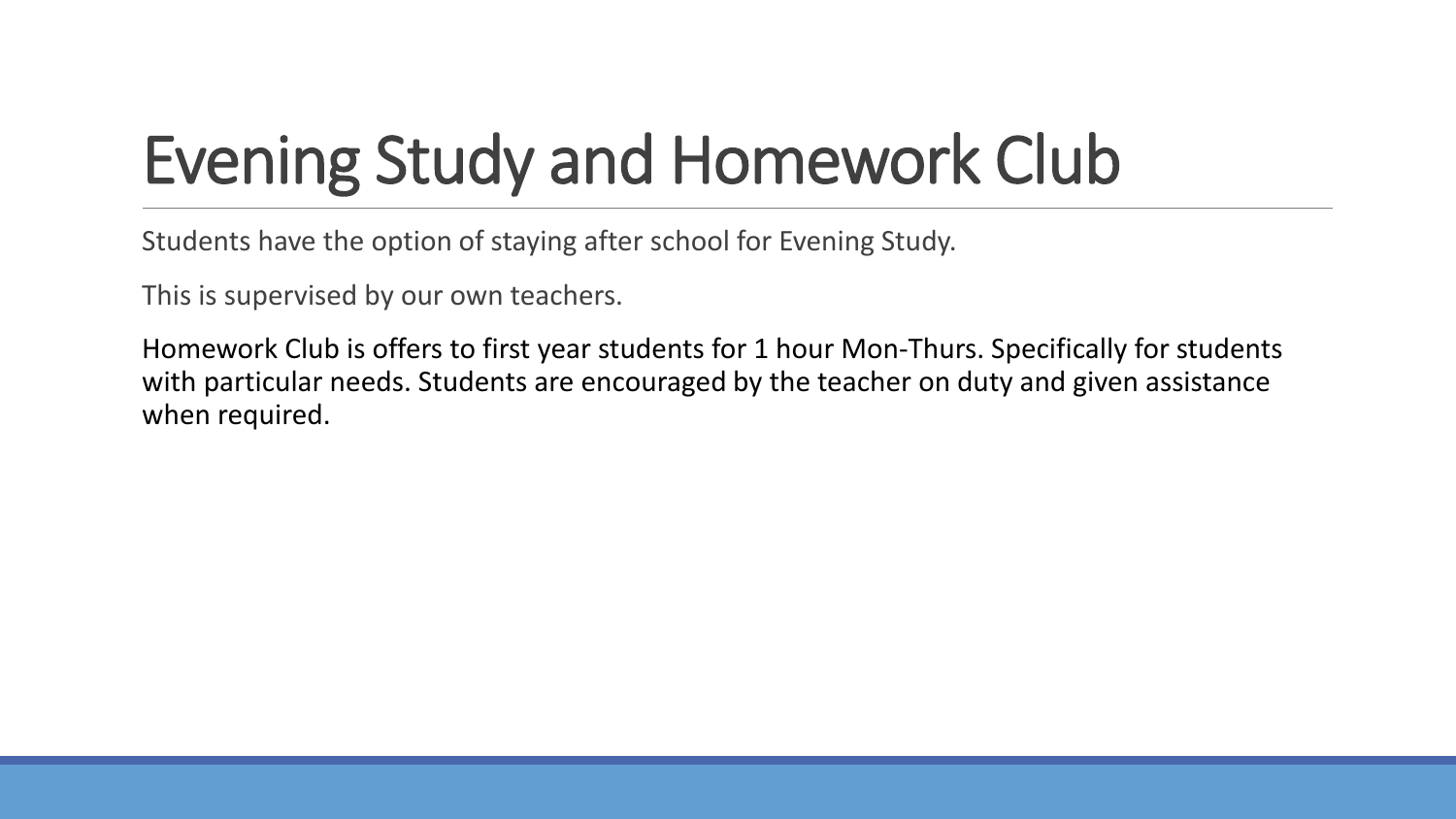# Evening Study and Homework Club

Students have the option of staying after school for Evening Study.

This is supervised by our own teachers.

Homework Club is offers to first year students for 1 hour Mon-Thurs. Specifically for students with particular needs. Students are encouraged by the teacher on duty and given assistance when required.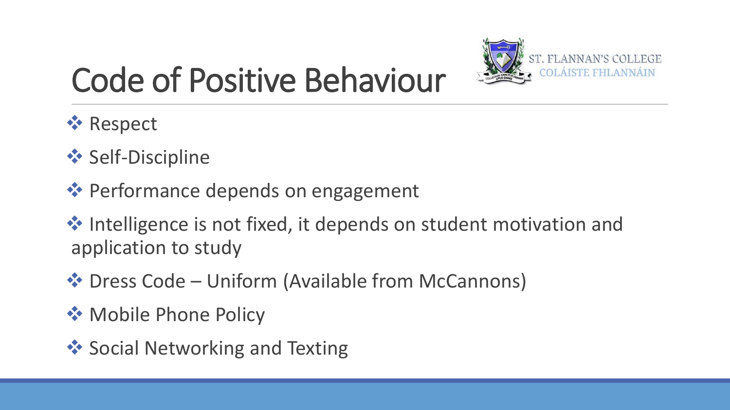# Code of Positive Behaviour

ST. FLANNAN'S COLLEGE
COLÁISTE FHLANNÁIN

- Respect
- Self-Discipline
- Performance depends on engagement
- Intelligence is not fixed, it depends on student motivation and application to study
- Dress Code – Uniform (Available from McCannons)
- Mobile Phone Policy
- Social Networking and Texting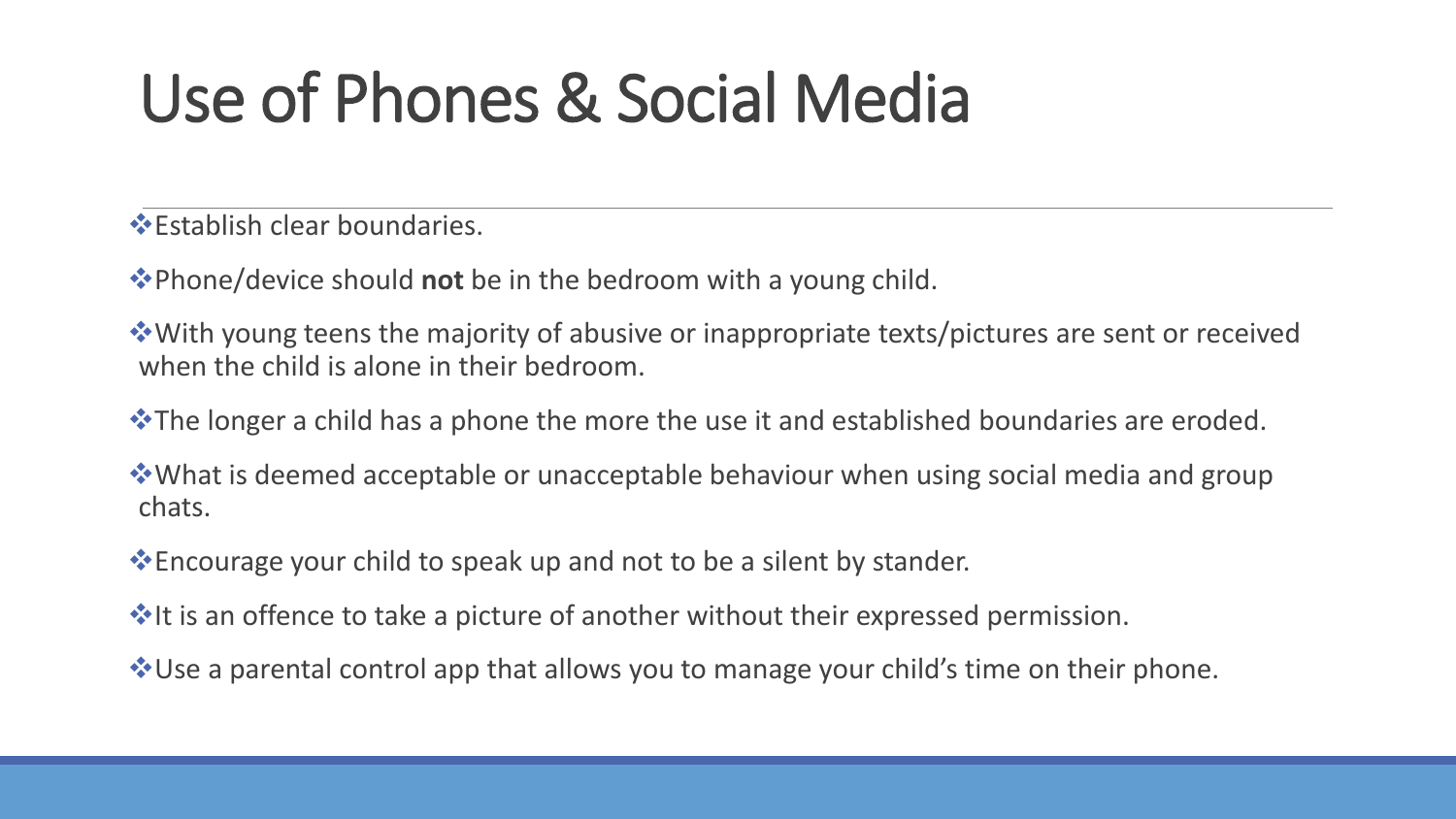# Use of Phones & Social Media

- Establish clear boundaries.
- Phone/device should **not** be in the bedroom with a young child.
- With young teens the majority of abusive or inappropriate texts/pictures are sent or received when the child is alone in their bedroom.
- The longer a child has a phone the more the use it and established boundaries are eroded.
- What is deemed acceptable or unacceptable behaviour when using social media and group chats.
- Encourage your child to speak up and not to be a silent by stander.
- It is an offence to take a picture of another without their expressed permission.
- Use a parental control app that allows you to manage your child's time on their phone.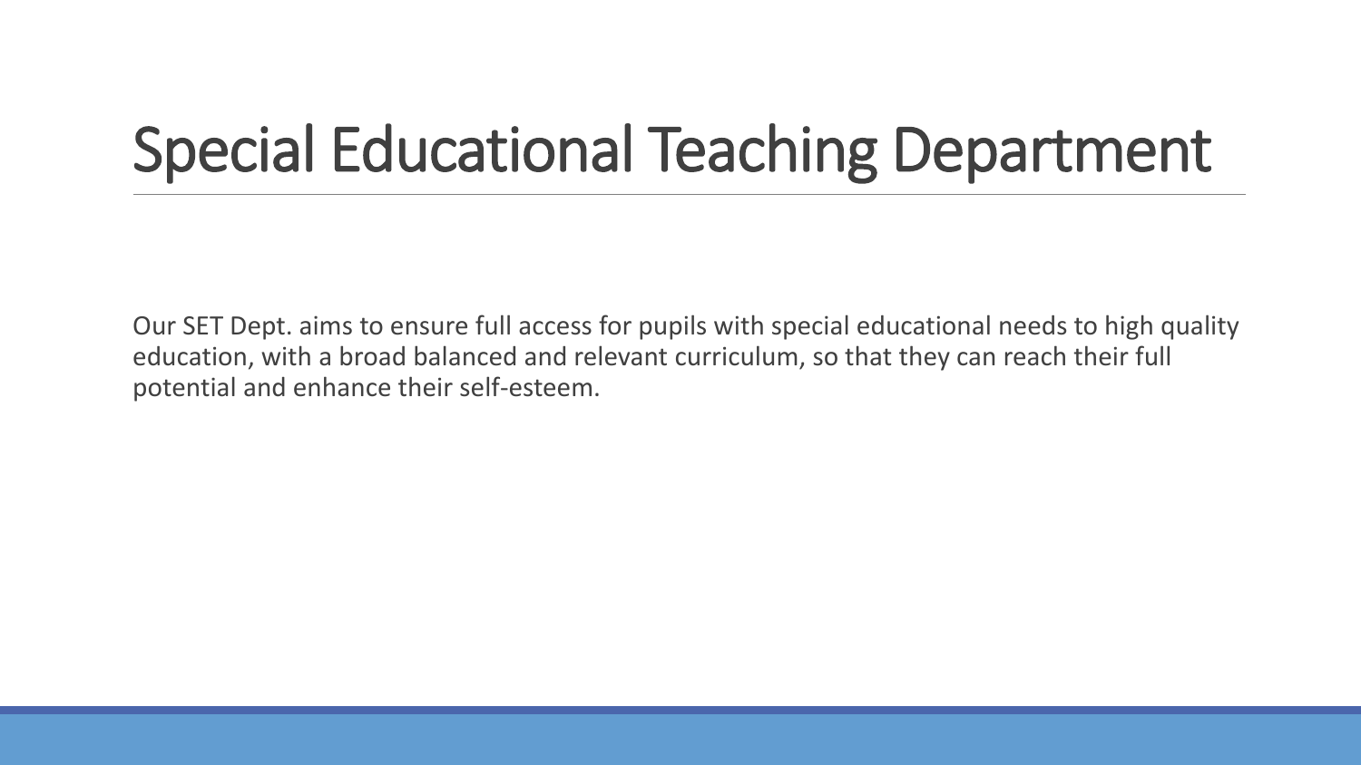# Special Educational Teaching Department

Our SET Dept. aims to ensure full access for pupils with special educational needs to high quality education, with a broad balanced and relevant curriculum, so that they can reach their full potential and enhance their self-esteem.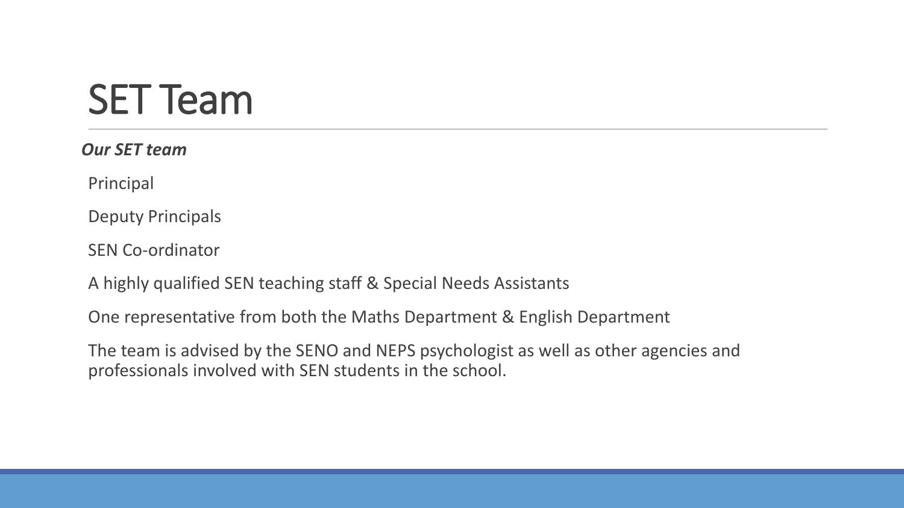# SET Team

***Our SET team***

Principal

Deputy Principals

SEN Co-ordinator

A highly qualified SEN teaching staff & Special Needs Assistants

One representative from both the Maths Department & English Department

The team is advised by the SENO and NEPS psychologist as well as other agencies and professionals involved with SEN students in the school.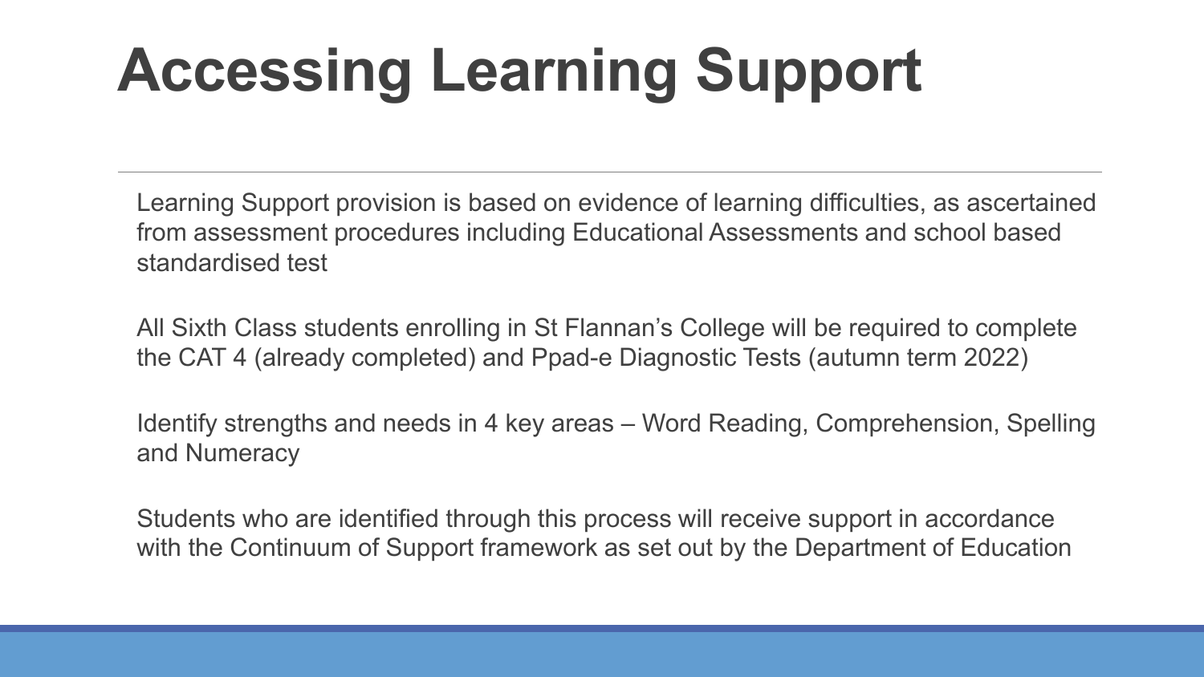# Accessing Learning Support

Learning Support provision is based on evidence of learning difficulties, as ascertained from assessment procedures including Educational Assessments and school based standardised test

All Sixth Class students enrolling in St Flannan's College will be required to complete the CAT 4 (already completed) and Ppad-e Diagnostic Tests (autumn term 2022)

Identify strengths and needs in 4 key areas – Word Reading, Comprehension, Spelling and Numeracy

Students who are identified through this process will receive support in accordance with the Continuum of Support framework as set out by the Department of Education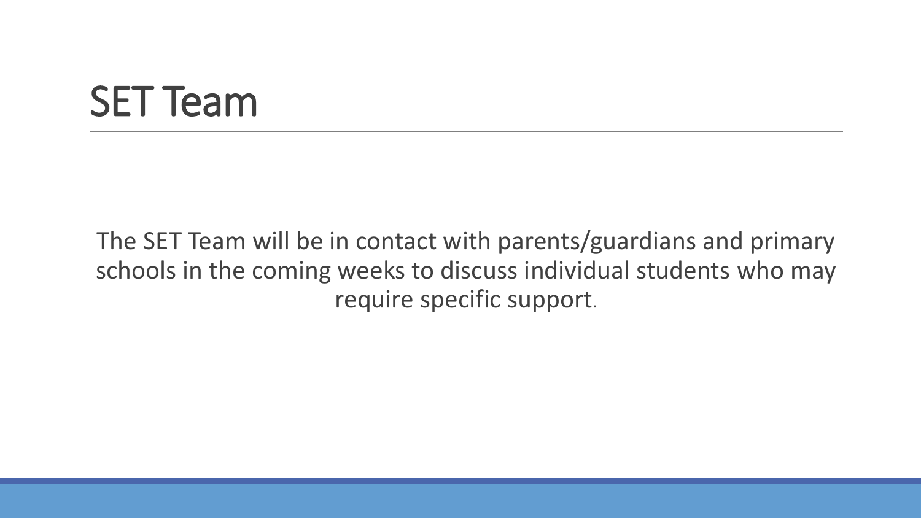# SET Team

The SET Team will be in contact with parents/guardians and primary schools in the coming weeks to discuss individual students who may require specific support.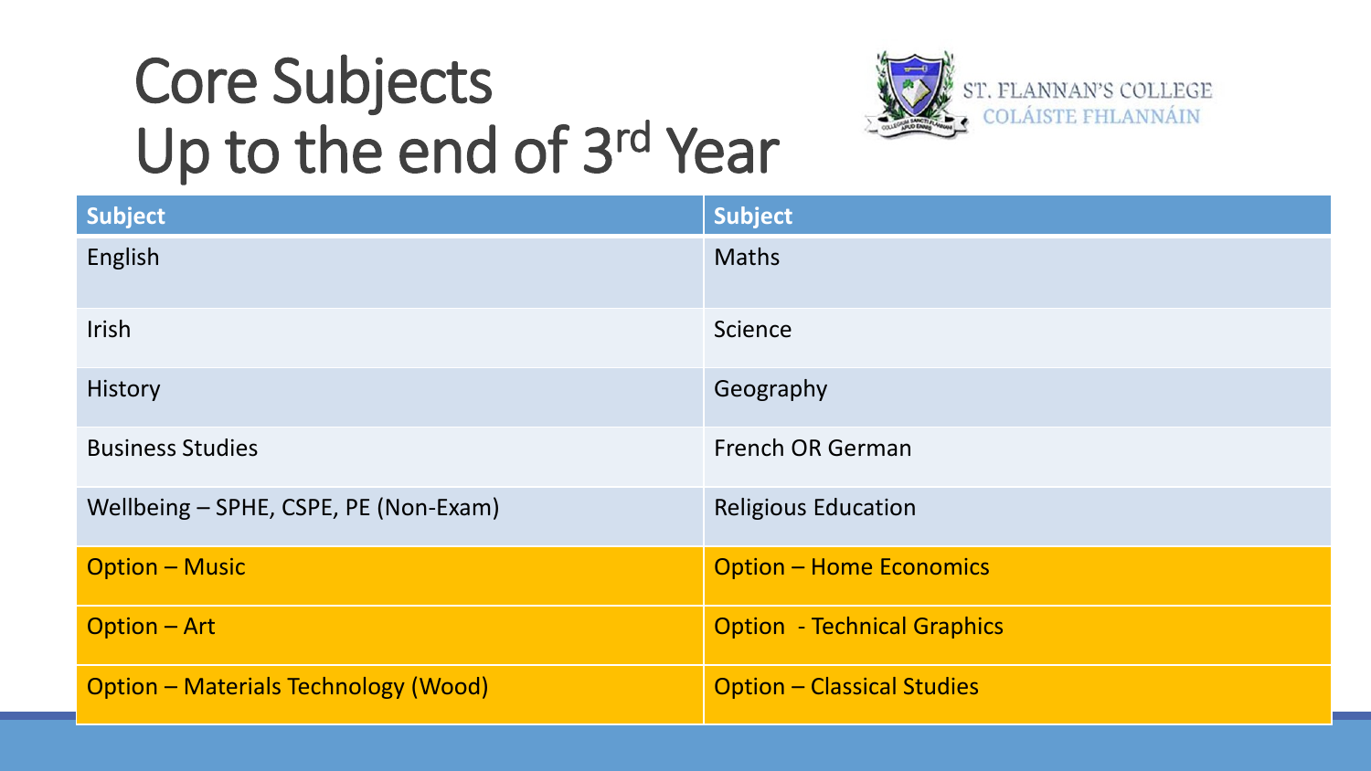# Core Subjects Up to the end of 3rd Year

ST. FLANNAN'S COLLEGE
COLÁISTE FHLANNÁIN

| Subject | Subject |
| --- | --- |
| English | Maths |
| Irish | Science |
| History | Geography |
| Business Studies | French OR German |
| Wellbeing – SPHE, CSPE, PE (Non-Exam) | Religious Education |
| Option – Music | Option – Home Economics |
| Option – Art | Option - Technical Graphics |
| Option – Materials Technology (Wood) | Option – Classical Studies |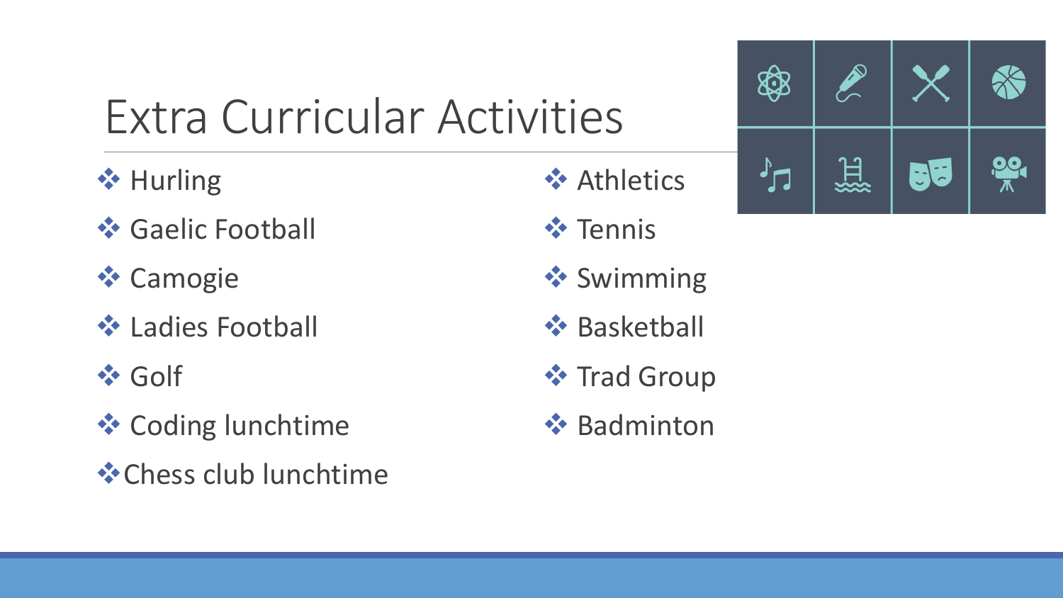# Extra Curricular Activities

- Hurling
- Gaelic Football
- Camogie
- Ladies Football
- Golf
- Coding lunchtime
- Chess club lunchtime
- Athletics
- Tennis
- Swimming
- Basketball
- Trad Group
- Badminton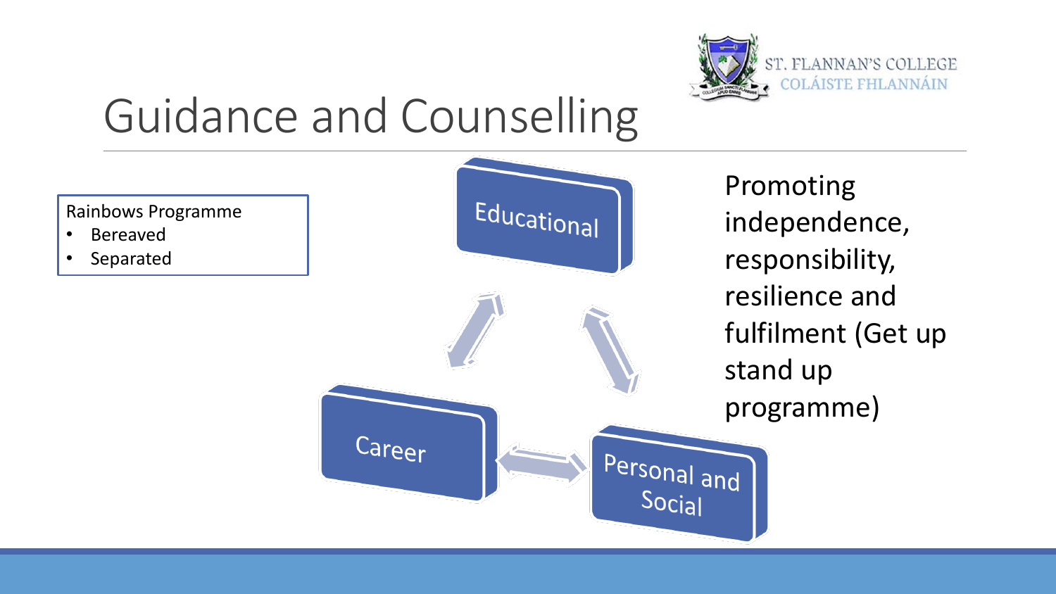# Guidance and Counselling

ST. FLANNAN'S COLLEGE
COLÁISTE FHLANNÁIN

Rainbows Programme
- Bereaved
- Separated

Educational

Career

Personal and Social

Promoting independence, responsibility, resilience and fulfilment (Get up stand up programme)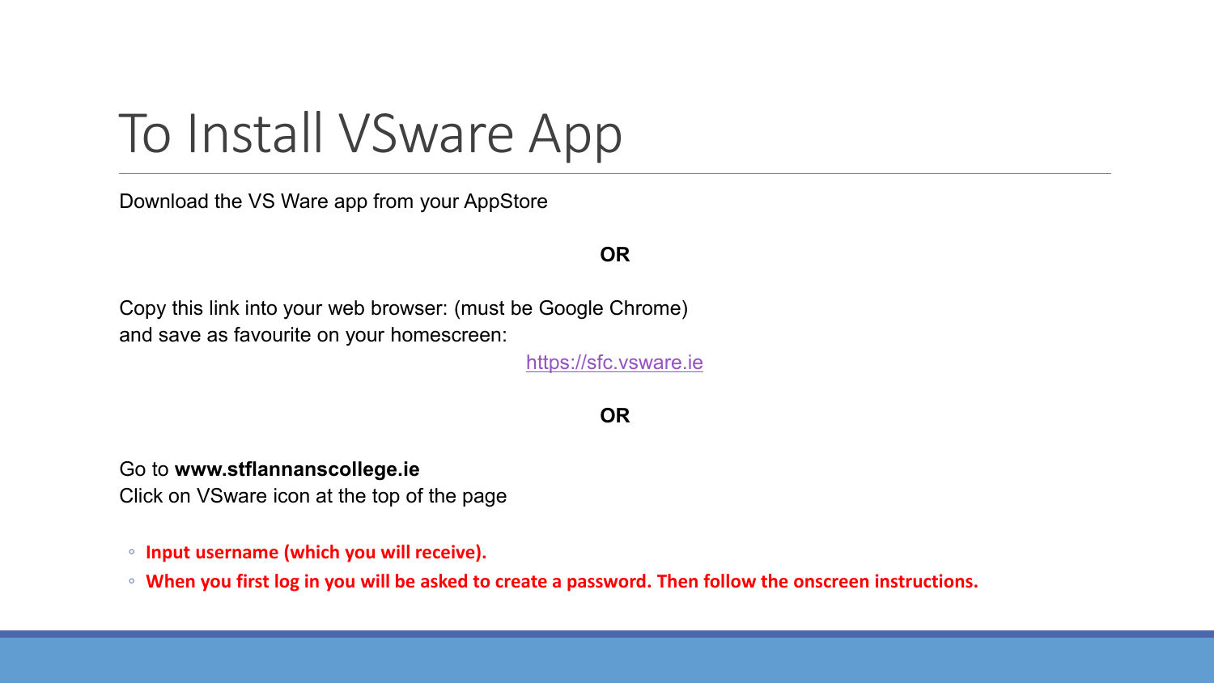# To Install VSware App

Download the VS Ware app from your AppStore

**OR**

Copy this link into your web browser: (must be Google Chrome)
and save as favourite on your homescreen:

https://sfc.vsware.ie

**OR**

Go to **www.stflannanscollege.ie**
Click on VSware icon at the top of the page

- **Input username (which you will receive).**
- **When you first log in you will be asked to create a password. Then follow the onscreen instructions.**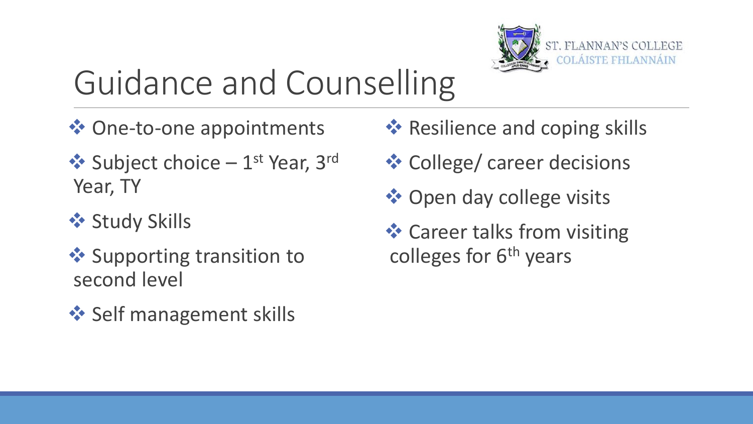ST. FLANNAN'S COLLEGE
COLÁISTE FHLANNÁIN

# Guidance and Counselling

- One-to-one appointments
- Subject choice – 1st Year, 3rd Year, TY
- Study Skills
- Supporting transition to second level
- Self management skills
- Resilience and coping skills
- College/ career decisions
- Open day college visits
- Career talks from visiting colleges for 6th years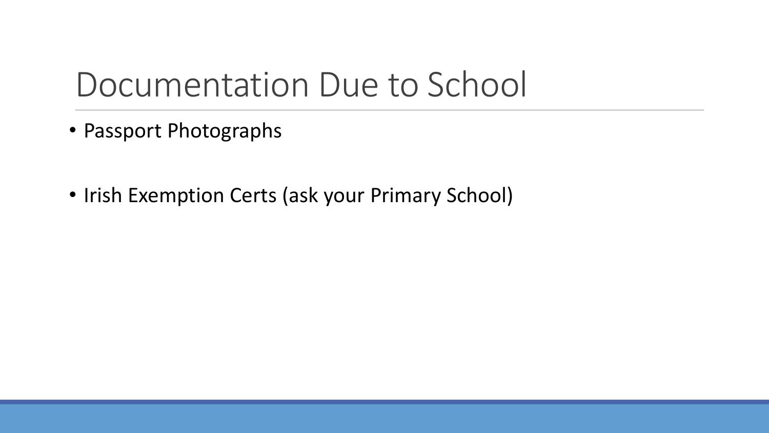# Documentation Due to School

- Passport Photographs
- Irish Exemption Certs (ask your Primary School)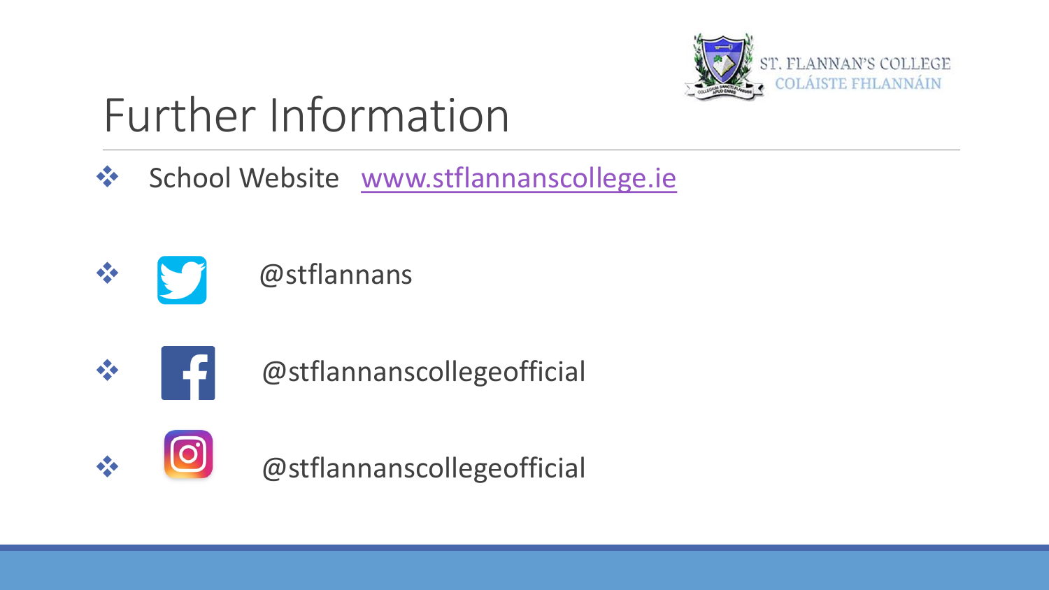# Further Information

ST. FLANNAN'S COLLEGE
COLÁISTE FHLANNÁIN

- School Website [www.stflannanscollege.ie](http://www.stflannanscollege.ie)
- @stflannans
- @stflannanscollegeofficial
- @stflannanscollegeofficial